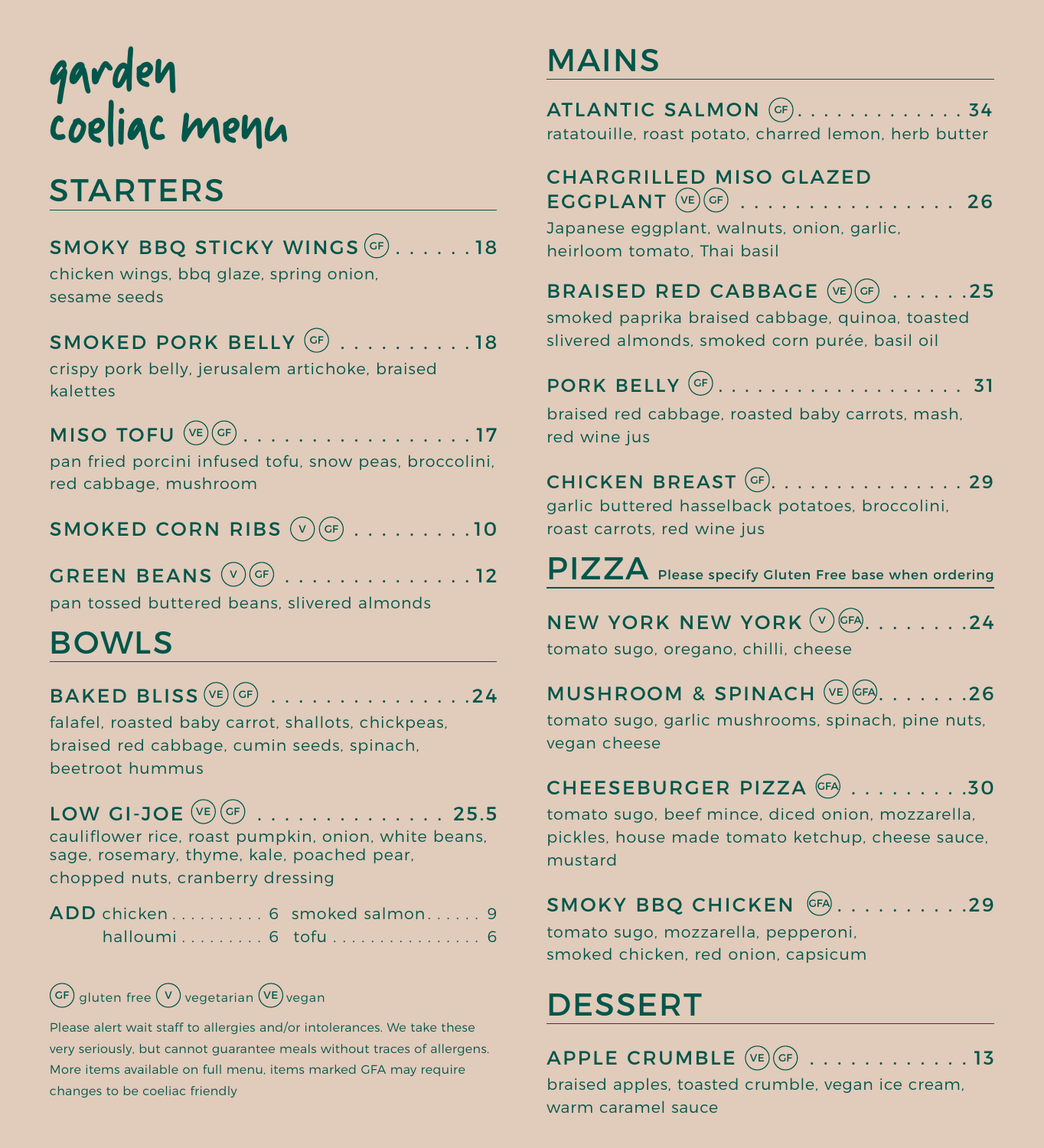# garden coeliac menu

## STARTERS

**SMOKY BBQ STICKY WINGS** (GF) . . . . . . 18
chicken wings, bbq glaze, spring onion, sesame seeds

**SMOKED PORK BELLY** (GF) . . . . . . . . . . 18
crispy pork belly, jerusalem artichoke, braised kalettes

**MISO TOFU** (VE) (GF) . . . . . . . . . . . . . . . . . 17
pan fried porcini infused tofu, snow peas, broccolini, red cabbage, mushroom

**SMOKED CORN RIBS** (V) (GF) . . . . . . . . . 10

**GREEN BEANS** (V) (GF) . . . . . . . . . . . . . . 12
pan tossed buttered beans, slivered almonds

## BOWLS

**BAKED BLISS** (VE) (GF) . . . . . . . . . . . . . . . 24
falafel, roasted baby carrot, shallots, chickpeas, braised red cabbage, cumin seeds, spinach, beetroot hummus

**LOW GI-JOE** (VE) (GF) . . . . . . . . . . . . . . 25.5
cauliflower rice, roast pumpkin, onion, white beans, sage, rosemary, thyme, kale, poached pear, chopped nuts, cranberry dressing

**ADD** chicken . . . . . . . . . . 6 smoked salmon . . . . . . 9
halloumi . . . . . . . . . 6 tofu . . . . . . . . . . . . . . . . 6

(GF) gluten free (V) vegetarian (VE) vegan

Please alert wait staff to allergies and/or intolerances. We take these very seriously, but cannot guarantee meals without traces of allergens. More items available on full menu, items marked GFA may require changes to be coeliac friendly

## MAINS

**ATLANTIC SALMON** (GF) . . . . . . . . . . . . . 34
ratatouille, roast potato, charred lemon, herb butter

**CHARGRILLED MISO GLAZED EGGPLANT** (VE) (GF) . . . . . . . . . . . . . . . . 26
Japanese eggplant, walnuts, onion, garlic, heirloom tomato, Thai basil

**BRAISED RED CABBAGE** (VE) (GF) . . . . . . 25
smoked paprika braised cabbage, quinoa, toasted slivered almonds, smoked corn purée, basil oil

**PORK BELLY** (GF) . . . . . . . . . . . . . . . . . . . 31
braised red cabbage, roasted baby carrots, mash, red wine jus

**CHICKEN BREAST** (GF) . . . . . . . . . . . . . . . 29
garlic buttered hasselback potatoes, broccolini, roast carrots, red wine jus

## PIZZA

Please specify Gluten Free base when ordering

**NEW YORK NEW YORK** (V) (GFA) . . . . . . . . 24
tomato sugo, oregano, chilli, cheese

**MUSHROOM & SPINACH** (VE) (GFA) . . . . . . . 26
tomato sugo, garlic mushrooms, spinach, pine nuts, vegan cheese

**CHEESEBURGER PIZZA** (GFA) . . . . . . . . . 30
tomato sugo, beef mince, diced onion, mozzarella, pickles, house made tomato ketchup, cheese sauce, mustard

**SMOKY BBQ CHICKEN** (GFA) . . . . . . . . . . 29
tomato sugo, mozzarella, pepperoni, smoked chicken, red onion, capsicum

## DESSERT

**APPLE CRUMBLE** (VE) (GF) . . . . . . . . . . . . 13
braised apples, toasted crumble, vegan ice cream, warm caramel sauce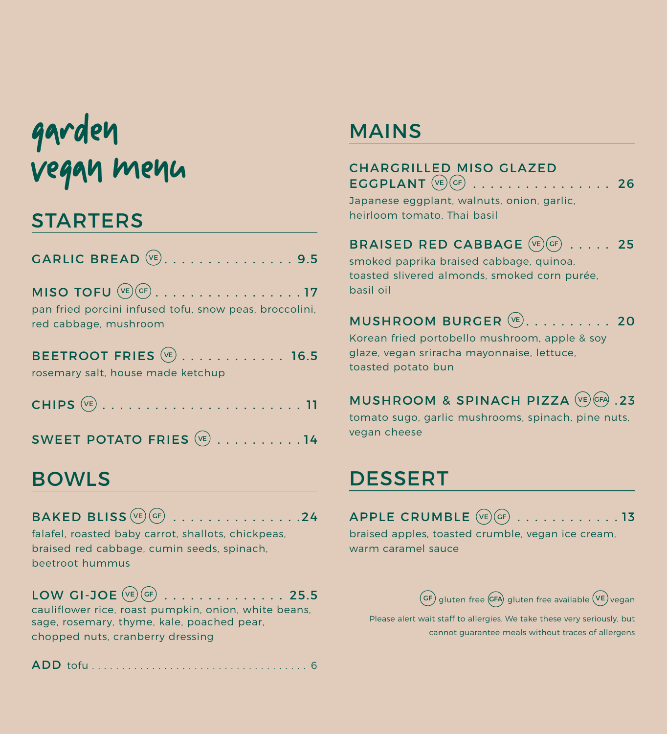# garden vegan menu

## STARTERS

**GARLIC BREAD** (VE) . . . . . . . . . . . . . . . 9.5

**MISO TOFU** (VE)(GF) . . . . . . . . . . . . . . . . . 17
pan fried porcini infused tofu, snow peas, broccolini, red cabbage, mushroom

**BEETROOT FRIES** (VE) . . . . . . . . . . . . 16.5
rosemary salt, house made ketchup

**CHIPS** (VE) . . . . . . . . . . . . . . . . . . . . . . . 11

**SWEET POTATO FRIES** (VE) . . . . . . . . . . 14

## BOWLS

**BAKED BLISS** (VE)(GF) . . . . . . . . . . . . . . . 24
falafel, roasted baby carrot, shallots, chickpeas, braised red cabbage, cumin seeds, spinach, beetroot hummus

**LOW GI-JOE** (VE)(GF) . . . . . . . . . . . . . . 25.5
cauliflower rice, roast pumpkin, onion, white beans, sage, rosemary, thyme, kale, poached pear, chopped nuts, cranberry dressing

**ADD** tofu . . . . . . . . . . . . . . . . . . . . . . . . . . . . . . . . . . . 6

## MAINS

**CHARGRILLED MISO GLAZED EGGPLANT** (VE)(GF) . . . . . . . . . . . . . . . . . 26
Japanese eggplant, walnuts, onion, garlic, heirloom tomato, Thai basil

**BRAISED RED CABBAGE** (VE)(GF) . . . . . 25
smoked paprika braised cabbage, quinoa, toasted slivered almonds, smoked corn purée, basil oil

**MUSHROOM BURGER** (VE) . . . . . . . . . . 20
Korean fried portobello mushroom, apple & soy glaze, vegan sriracha mayonnaise, lettuce, toasted potato bun

**MUSHROOM & SPINACH PIZZA** (VE)(GFA) .23
tomato sugo, garlic mushrooms, spinach, pine nuts, vegan cheese

## DESSERT

**APPLE CRUMBLE** (VE)(GF) . . . . . . . . . . . . 13
braised apples, toasted crumble, vegan ice cream, warm caramel sauce

(GF) gluten free (GFA) gluten free available (VE) vegan

Please alert wait staff to allergies. We take these very seriously, but cannot guarantee meals without traces of allergens